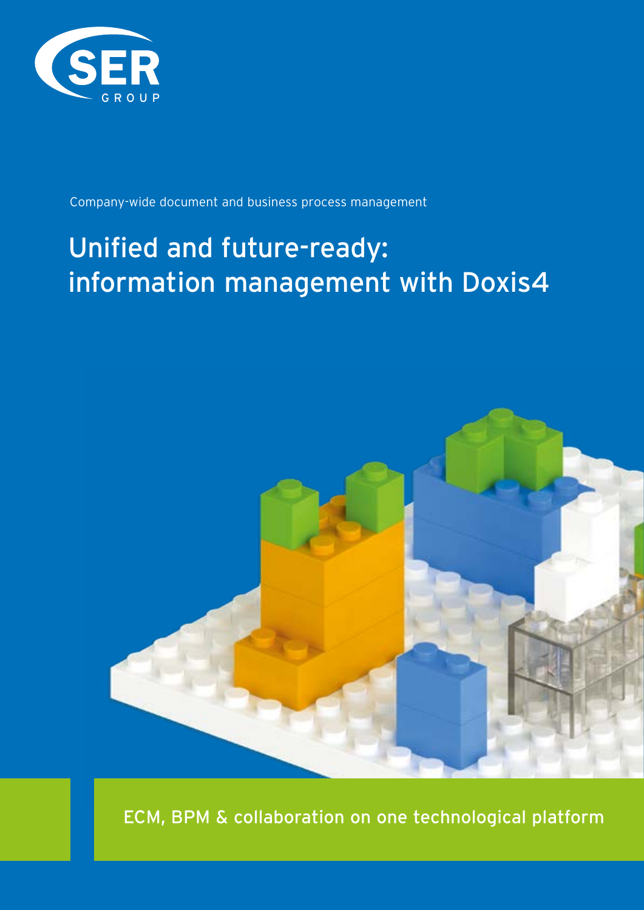SER GROUP

Company-wide document and business process management

# Unified and future-ready: information management with Doxis4

ECM, BPM & collaboration on one technological platform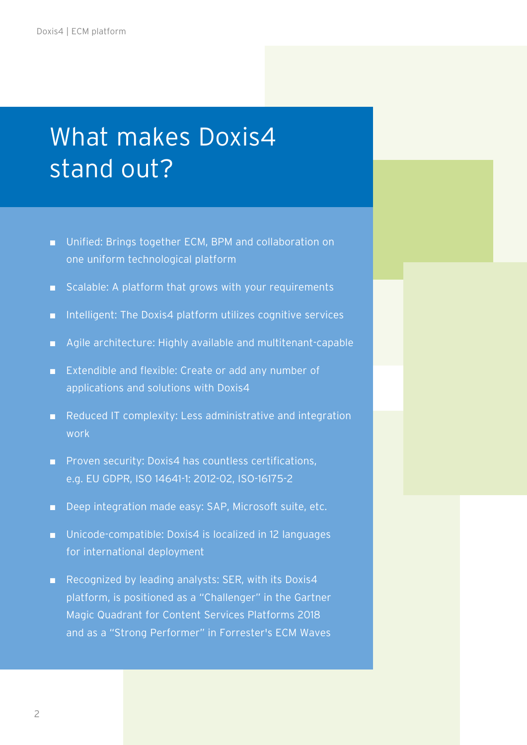# What makes Doxis4 stand out?

- Unified: Brings together ECM, BPM and collaboration on one uniform technological platform
- Scalable: A platform that grows with your requirements
- Intelligent: The Doxis4 platform utilizes cognitive services
- Agile architecture: Highly available and multitenant-capable
- Extendible and flexible: Create or add any number of applications and solutions with Doxis4
- Reduced IT complexity: Less administrative and integration work
- Proven security: Doxis4 has countless certifications, e.g. EU GDPR, ISO 14641-1: 2012-02, ISO-16175-2
- Deep integration made easy: SAP, Microsoft suite, etc.
- Unicode-compatible: Doxis4 is localized in 12 languages for international deployment
- Recognized by leading analysts: SER, with its Doxis4 platform, is positioned as a "Challenger" in the Gartner Magic Quadrant for Content Services Platforms 2018 and as a "Strong Performer" in Forrester's ECM Waves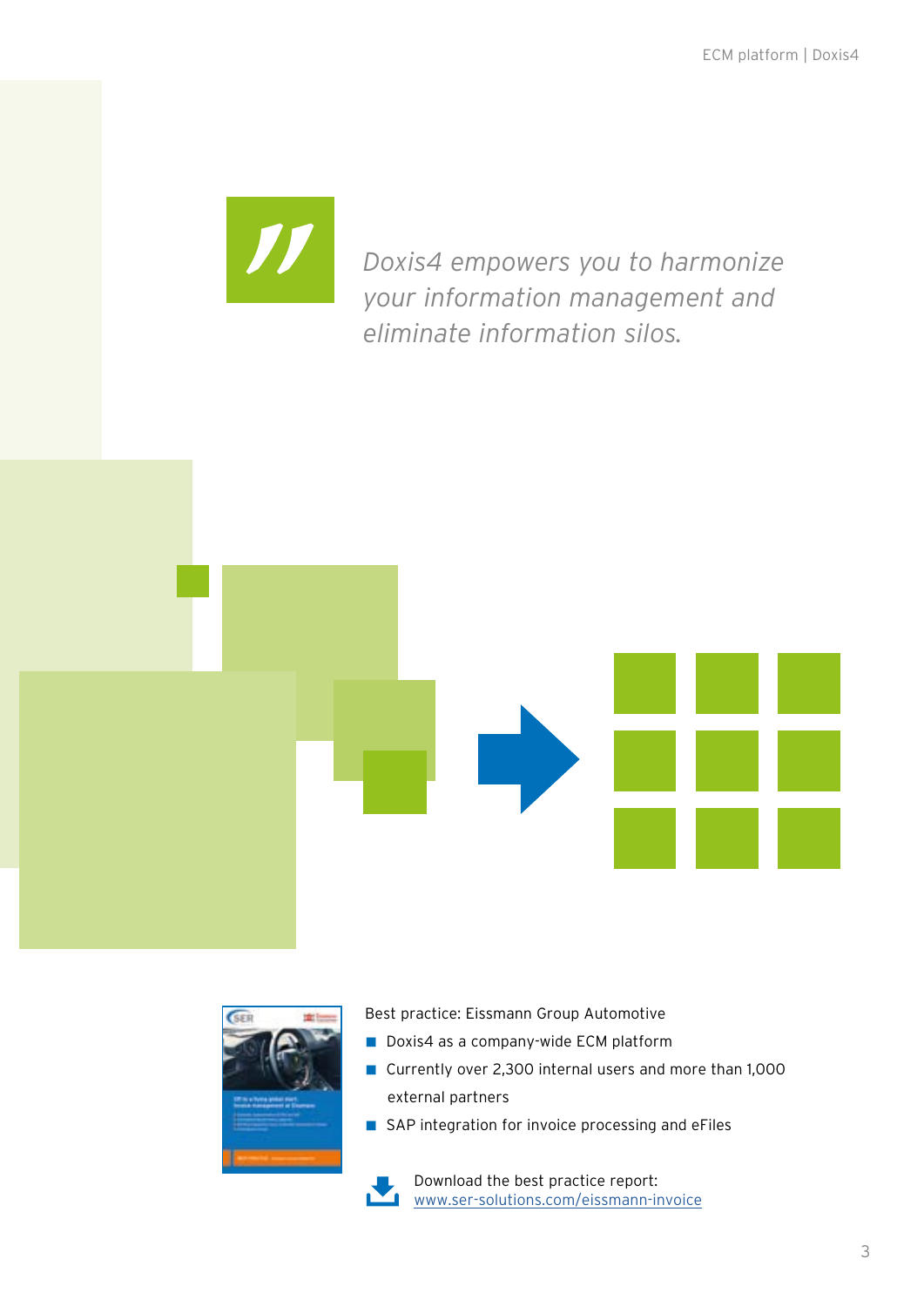*Doxis4 empowers you to harmonize your information management and eliminate information silos.*

Best practice: Eissmann Group Automotive

- Doxis4 as a company-wide ECM platform
- Currently over 2,300 internal users and more than 1,000 external partners
- SAP integration for invoice processing and eFiles

Download the best practice report:
[www.ser-solutions.com/eissmann-invoice](http://www.ser-solutions.com/eissmann-invoice)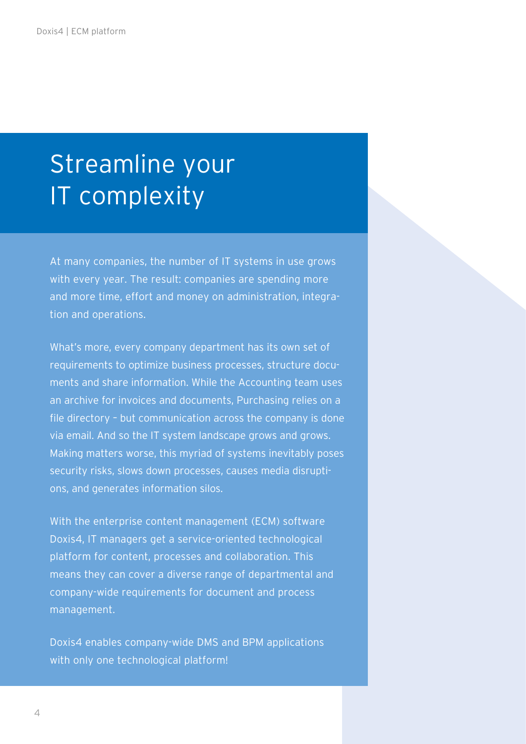# Streamline your IT complexity

At many companies, the number of IT systems in use grows with every year. The result: companies are spending more and more time, effort and money on administration, integration and operations.

What's more, every company department has its own set of requirements to optimize business processes, structure documents and share information. While the Accounting team uses an archive for invoices and documents, Purchasing relies on a file directory – but communication across the company is done via email. And so the IT system landscape grows and grows. Making matters worse, this myriad of systems inevitably poses security risks, slows down processes, causes media disruptions, and generates information silos.

With the enterprise content management (ECM) software Doxis4, IT managers get a service-oriented technological platform for content, processes and collaboration. This means they can cover a diverse range of departmental and company-wide requirements for document and process management.

Doxis4 enables company-wide DMS and BPM applications with only one technological platform!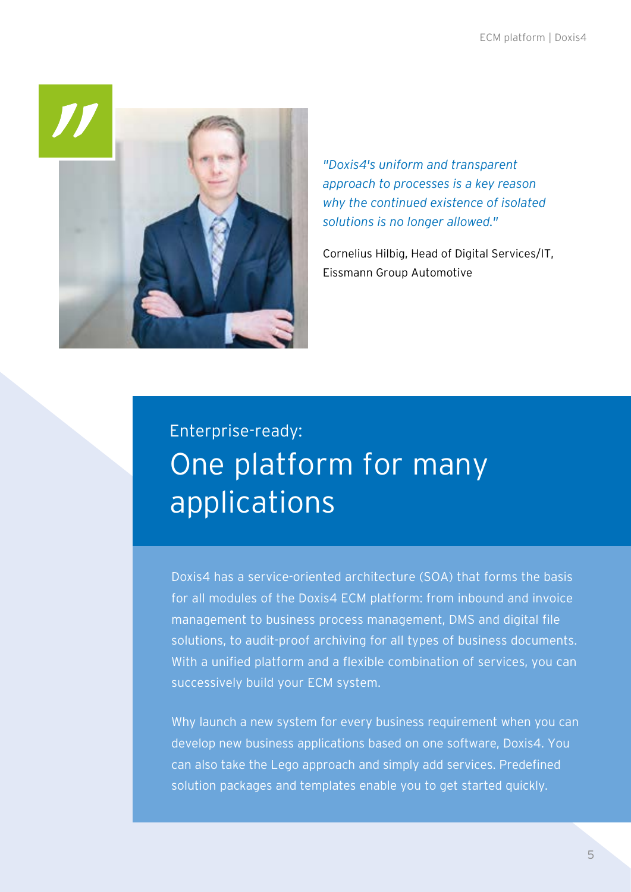*"Doxis4's uniform and transparent approach to processes is a key reason why the continued existence of isolated solutions is no longer allowed."*

Cornelius Hilbig, Head of Digital Services/IT, Eissmann Group Automotive

## Enterprise-ready:
# One platform for many applications

Doxis4 has a service-oriented architecture (SOA) that forms the basis for all modules of the Doxis4 ECM platform: from inbound and invoice management to business process management, DMS and digital file solutions, to audit-proof archiving for all types of business documents. With a unified platform and a flexible combination of services, you can successively build your ECM system.

Why launch a new system for every business requirement when you can develop new business applications based on one software, Doxis4. You can also take the Lego approach and simply add services. Predefined solution packages and templates enable you to get started quickly.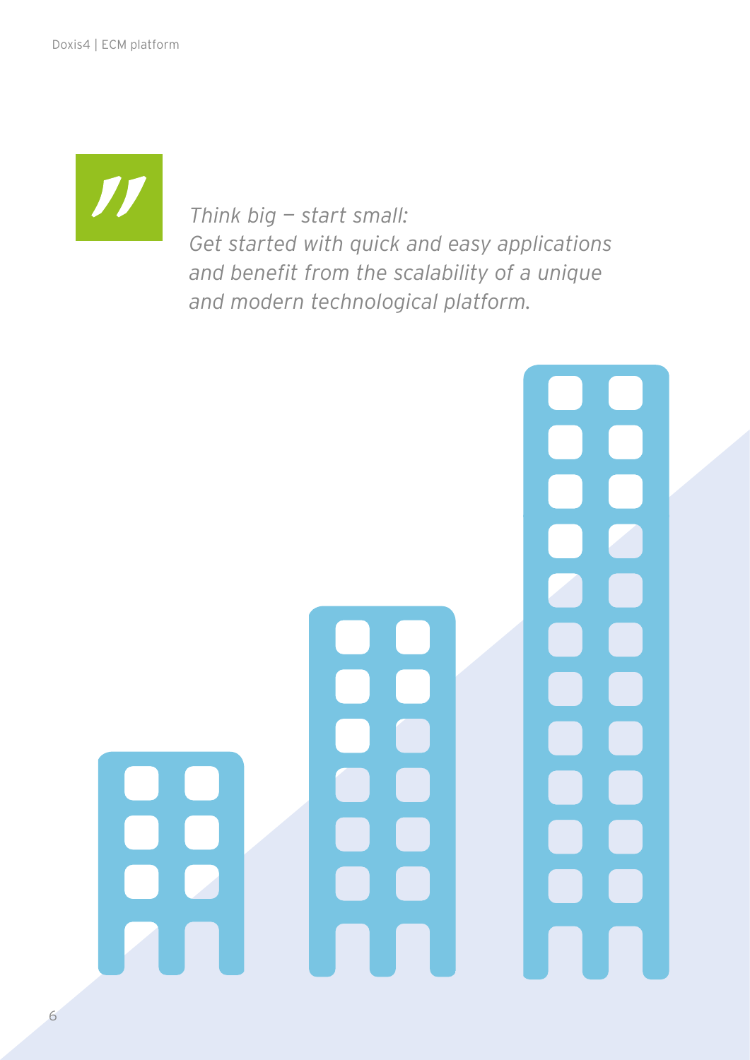> *Think big — start small:*
> *Get started with quick and easy applications and benefit from the scalability of a unique and modern technological platform.*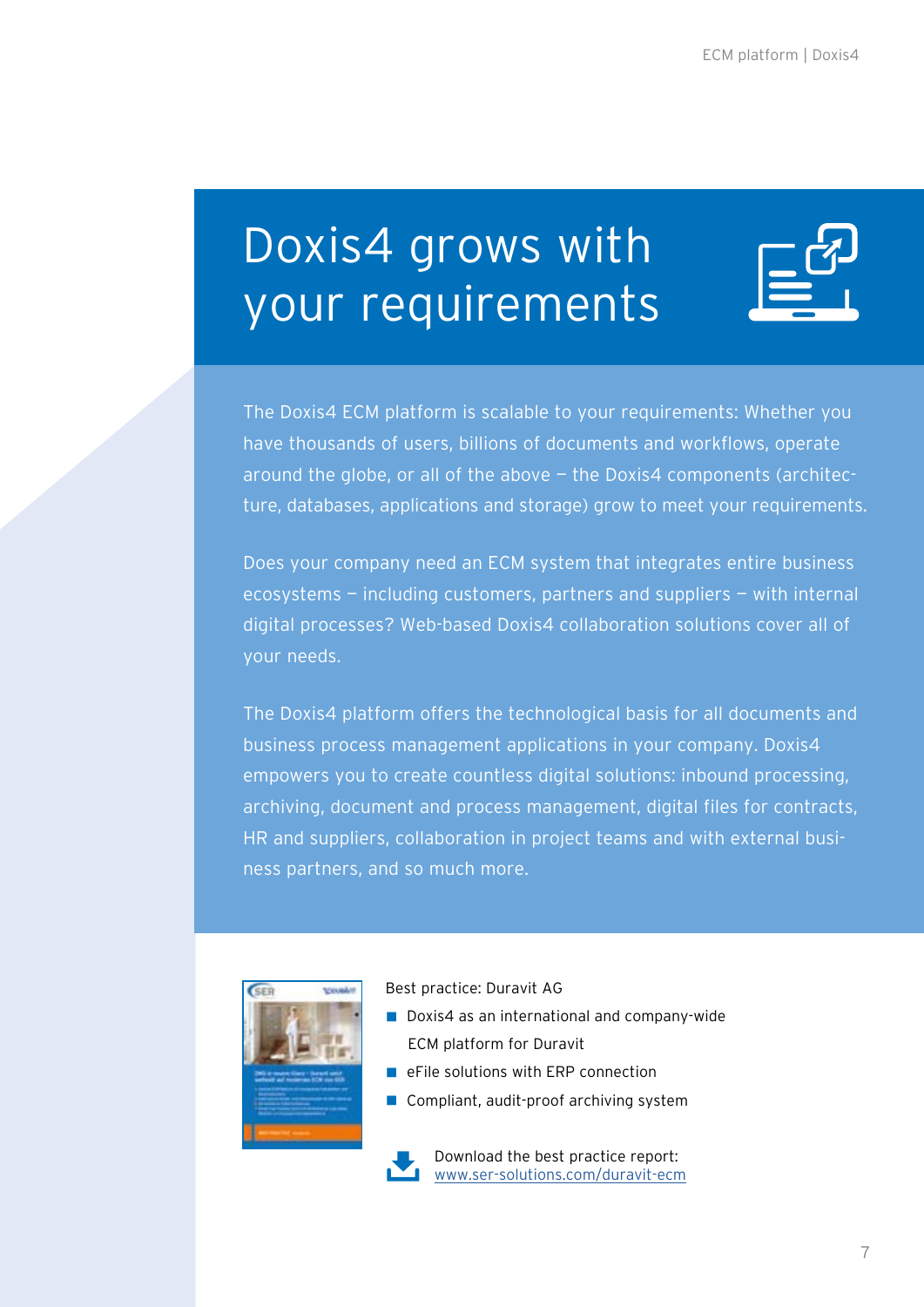# Doxis4 grows with your requirements

The Doxis4 ECM platform is scalable to your requirements: Whether you have thousands of users, billions of documents and workflows, operate around the globe, or all of the above – the Doxis4 components (architecture, databases, applications and storage) grow to meet your requirements.

Does your company need an ECM system that integrates entire business ecosystems – including customers, partners and suppliers – with internal digital processes? Web-based Doxis4 collaboration solutions cover all of your needs.

The Doxis4 platform offers the technological basis for all documents and business process management applications in your company. Doxis4 empowers you to create countless digital solutions: inbound processing, archiving, document and process management, digital files for contracts, HR and suppliers, collaboration in project teams and with external business partners, and so much more.

Best practice: Duravit AG

- Doxis4 as an international and company-wide ECM platform for Duravit
- eFile solutions with ERP connection
- Compliant, audit-proof archiving system

Download the best practice report:
www.ser-solutions.com/duravit-ecm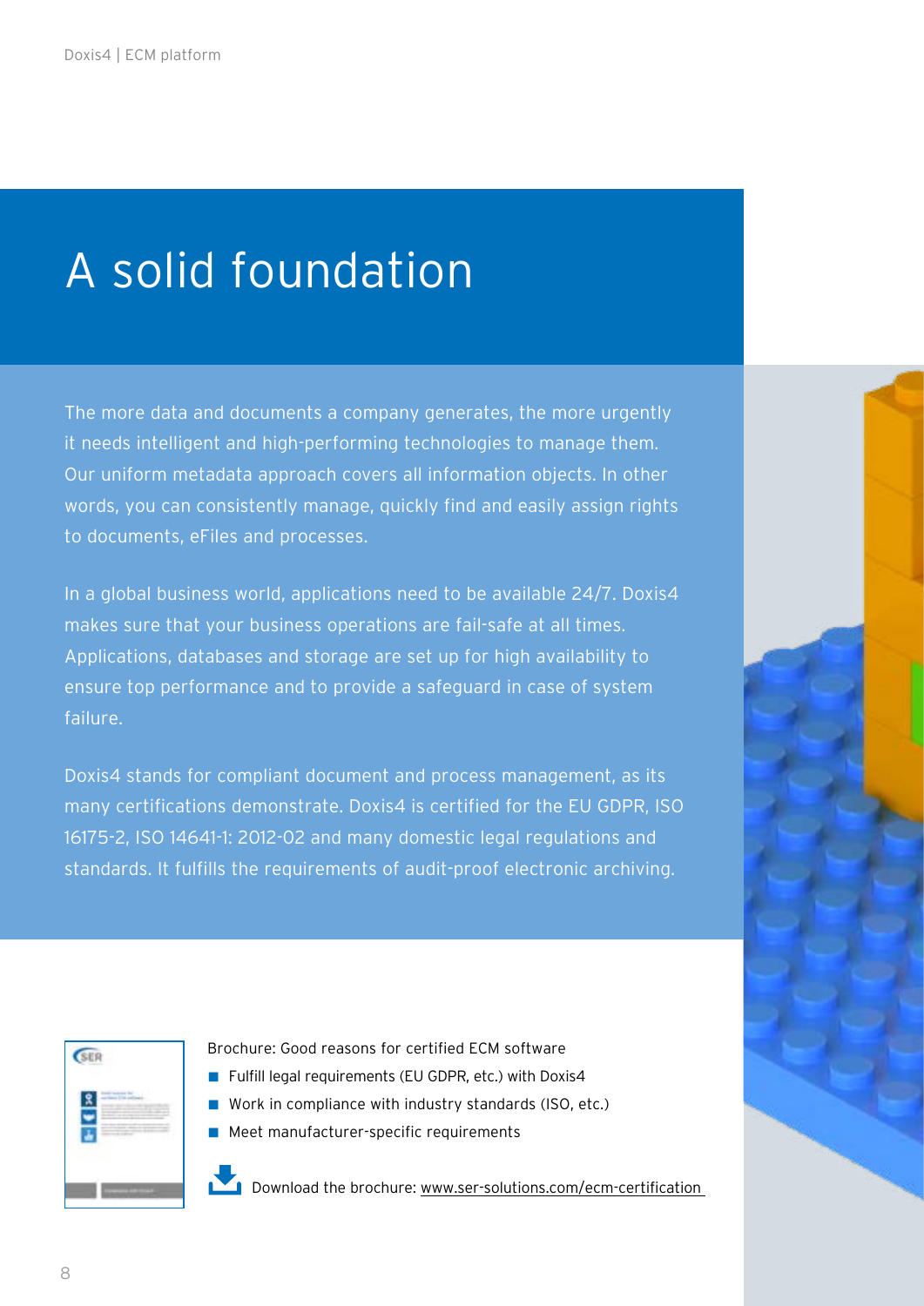# A solid foundation

The more data and documents a company generates, the more urgently it needs intelligent and high-performing technologies to manage them. Our uniform metadata approach covers all information objects. In other words, you can consistently manage, quickly find and easily assign rights to documents, eFiles and processes.

In a global business world, applications need to be available 24/7. Doxis4 makes sure that your business operations are fail-safe at all times. Applications, databases and storage are set up for high availability to ensure top performance and to provide a safeguard in case of system failure.

Doxis4 stands for compliant document and process management, as its many certifications demonstrate. Doxis4 is certified for the EU GDPR, ISO 16175-2, ISO 14641-1: 2012-02 and many domestic legal regulations and standards. It fulfills the requirements of audit-proof electronic archiving.

Brochure: Good reasons for certified ECM software

- Fulfill legal requirements (EU GDPR, etc.) with Doxis4
- Work in compliance with industry standards (ISO, etc.)
- Meet manufacturer-specific requirements

Download the brochure: www.ser-solutions.com/ecm-certification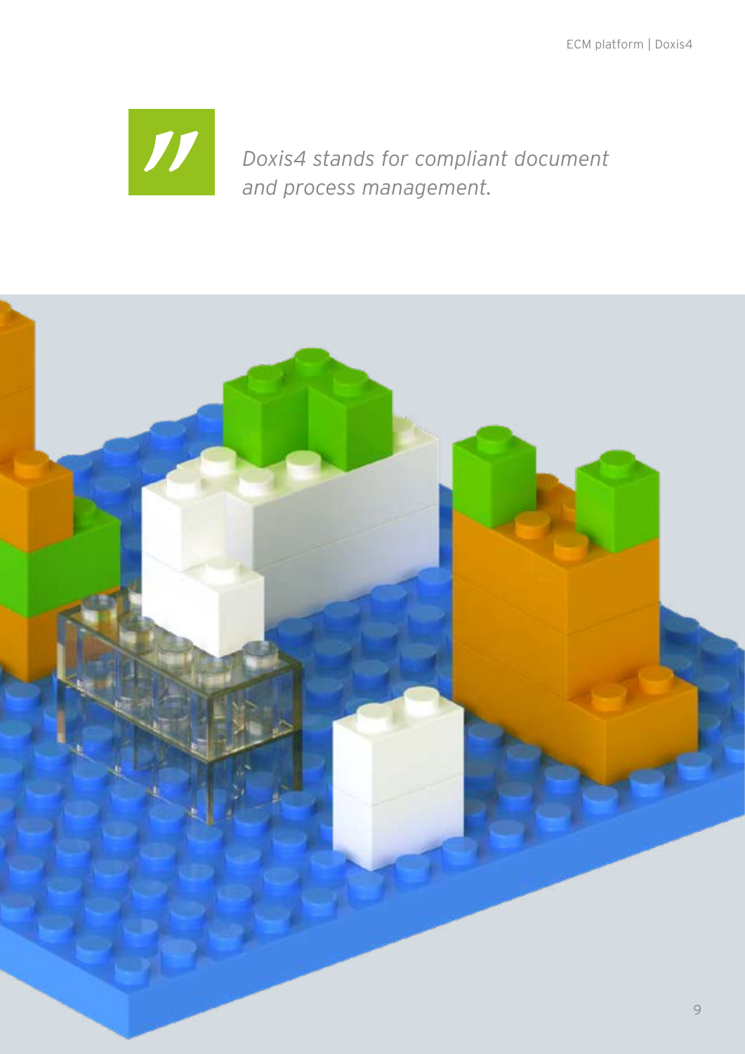*Doxis4 stands for compliant document and process management.*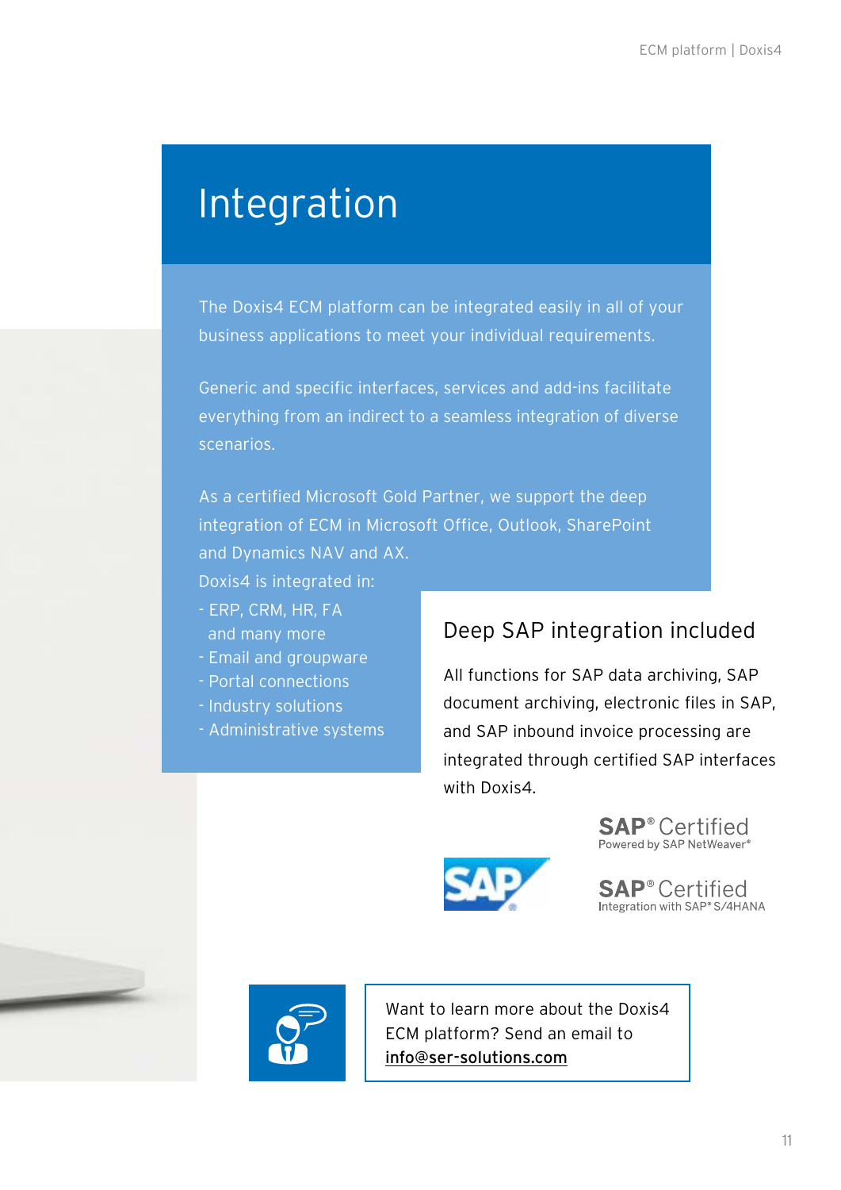# Integration

The Doxis4 ECM platform can be integrated easily in all of your business applications to meet your individual requirements.

Generic and specific interfaces, services and add-ins facilitate everything from an indirect to a seamless integration of diverse scenarios.

As a certified Microsoft Gold Partner, we support the deep integration of ECM in Microsoft Office, Outlook, SharePoint and Dynamics NAV and AX.

Doxis4 is integrated in:

- ERP, CRM, HR, FA and many more
- Email and groupware
- Portal connections
- Industry solutions
- Administrative systems

## Deep SAP integration included

All functions for SAP data archiving, SAP document archiving, electronic files in SAP, and SAP inbound invoice processing are integrated through certified SAP interfaces with Doxis4.

SAP® Certified
Powered by SAP NetWeaver®

SAP® Certified
Integration with SAP® S/4HANA

Want to learn more about the Doxis4 ECM platform? Send an email to info@ser-solutions.com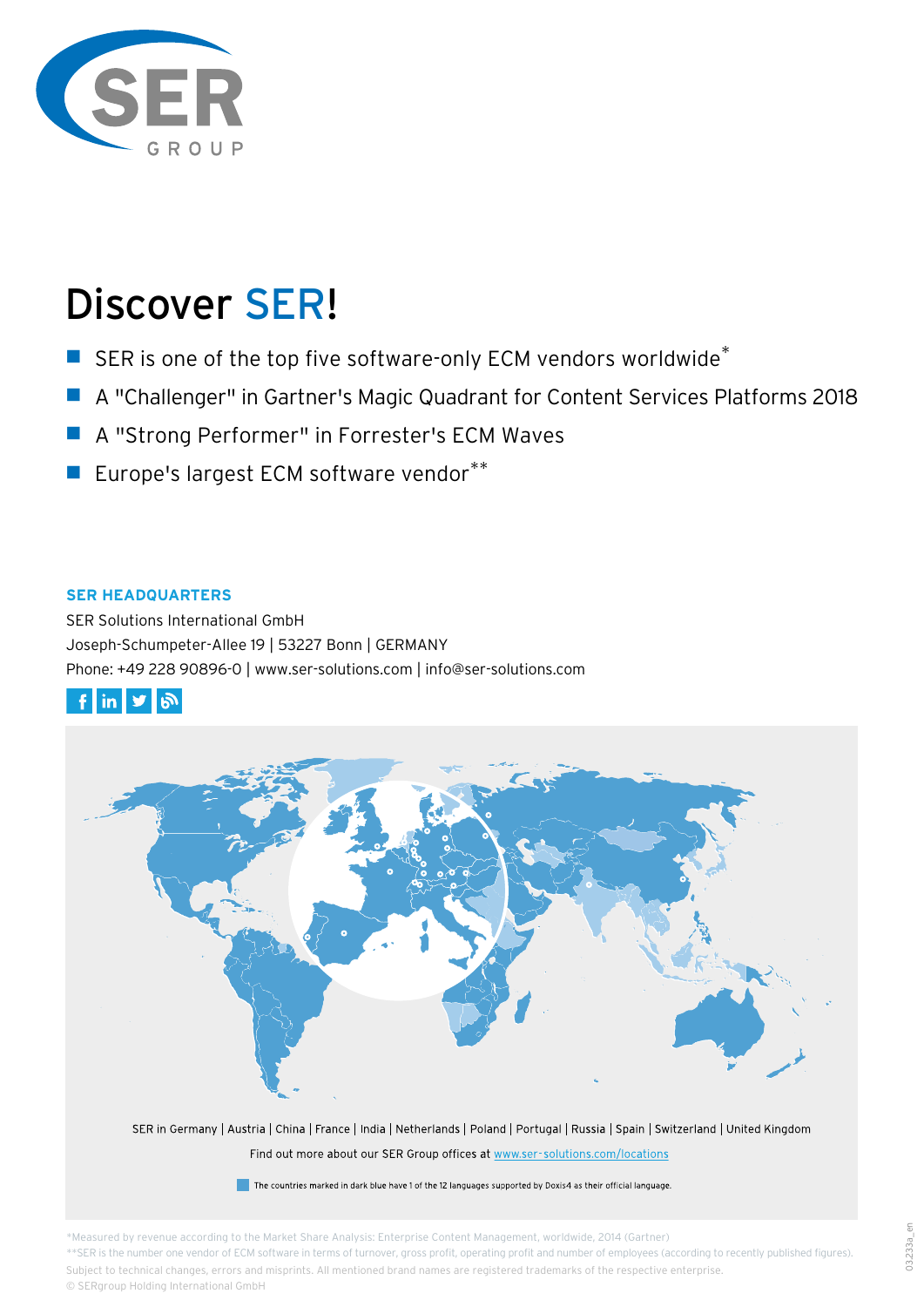# Discover SER!

- SER is one of the top five software-only ECM vendors worldwide*
- A "Challenger" in Gartner's Magic Quadrant for Content Services Platforms 2018
- A "Strong Performer" in Forrester's ECM Waves
- Europe's largest ECM software vendor**

**SER HEADQUARTERS**

SER Solutions International GmbH
Joseph-Schumpeter-Allee 19 | 53227 Bonn | GERMANY
Phone: +49 228 90896-0 | www.ser-solutions.com | info@ser-solutions.com

SER in Germany | Austria | China | France | India | Netherlands | Poland | Portugal | Russia | Spain | Switzerland | United Kingdom

Find out more about our SER Group offices at www.ser-solutions.com/locations

The countries marked in dark blue have 1 of the 12 languages supported by Doxis4 as their official language.

*Measured by revenue according to the Market Share Analysis: Enterprise Content Management, worldwide, 2014 (Gartner)
**SER is the number one vendor of ECM software in terms of turnover, gross profit, operating profit and number of employees (according to recently published figures).
Subject to technical changes, errors and misprints. All mentioned brand names are registered trademarks of the respective enterprise.
© SERgroup Holding International GmbH

03.233a_en